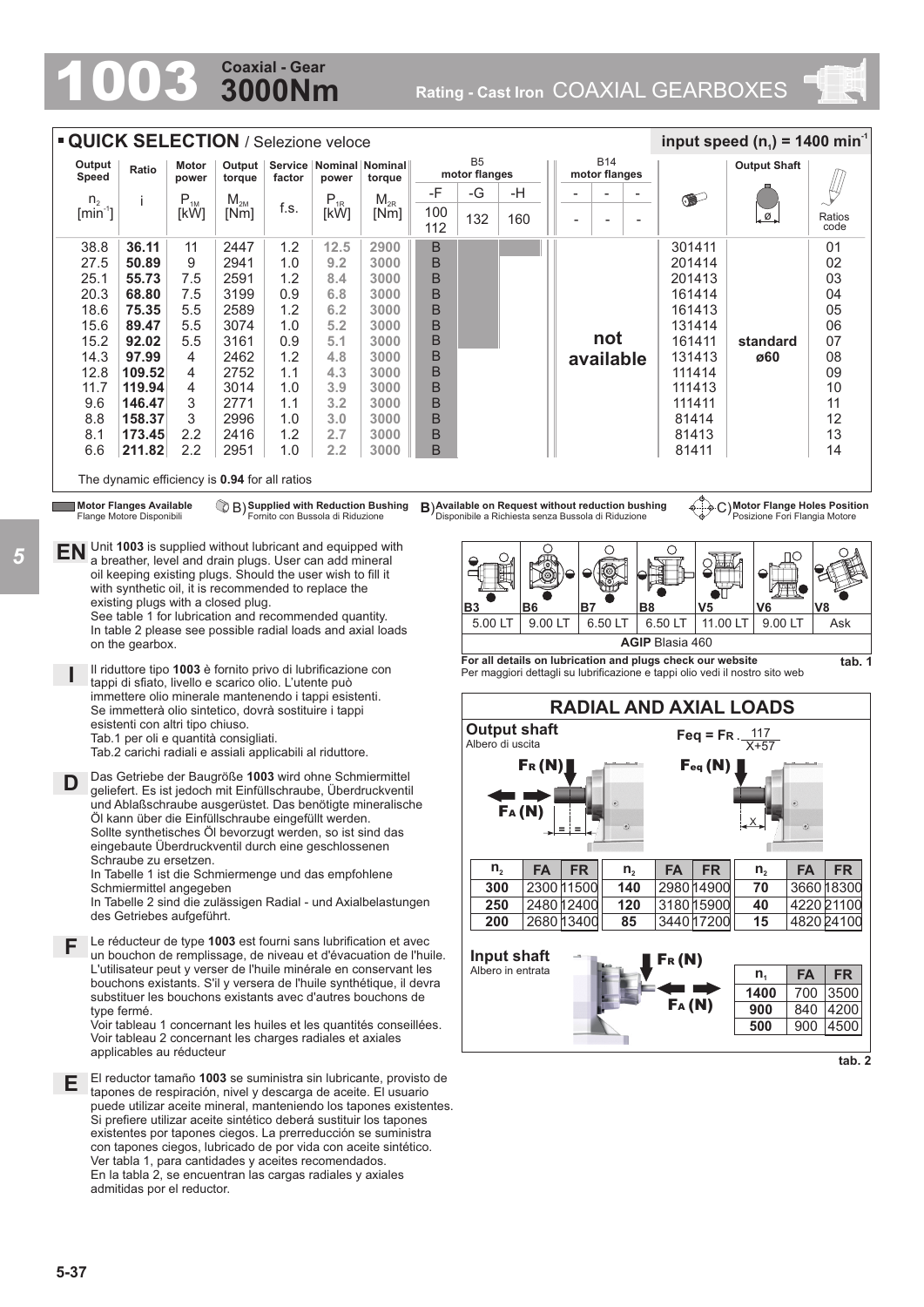# 1003 Coaxial - Gear 3000Nm

Rating - Cast Iron COAXIAL GEARBOXES

## QUICK SELECTION / Selezione veloce

input speed ($n_1$) = 1400 min$^{-1}$

| Output Speed $n_2$ [min$^{-1}$] | Ratio i | Motor power $P_{1M}$ [kW] | Output torque $M_{2M}$ [Nm] | Service factor f.s. | Nominal power $P_{1R}$ [kW] | Nominal torque $M_{2R}$ [Nm] | B5 motor flanges -F 100 112 | -G 132 | -H 160 | B14 motor flanges - | - | - | | Output Shaft | Ratios code |
|---|---|---|---|---|---|---|---|---|---|---|---|---|---|---|---|
| 38.8 | **36.11** | 11 | 2447 | 1.2 | **12.5** | **2900** | B | | | not available | | | 301411 | standard ø60 | 01 |
| 27.5 | **50.89** | 9 | 2941 | 1.0 | **9.2** | **3000** | B | | | | | | 201414 | | 02 |
| 25.1 | **55.73** | 7.5 | 2591 | 1.2 | **8.4** | **3000** | B | | | | | | 201413 | | 03 |
| 20.3 | **68.80** | 7.5 | 3199 | 0.9 | **6.8** | **3000** | B | | | | | | 161414 | | 04 |
| 18.6 | **75.35** | 5.5 | 2589 | 1.2 | **6.2** | **3000** | B | | | | | | 161413 | | 05 |
| 15.6 | **89.47** | 5.5 | 3074 | 1.0 | **5.2** | **3000** | B | | | | | | 131414 | | 06 |
| 15.2 | **92.02** | 5.5 | 3161 | 0.9 | **5.1** | **3000** | B | | | | | | 161411 | | 07 |
| 14.3 | **97.99** | 4 | 2462 | 1.2 | **4.8** | **3000** | B | | | | | | 131413 | | 08 |
| 12.8 | **109.52** | 4 | 2752 | 1.1 | **4.3** | **3000** | B | | | | | | 111414 | | 09 |
| 11.7 | **119.94** | 4 | 3014 | 1.0 | **3.9** | **3000** | B | | | | | | 111413 | | 10 |
| 9.6 | **146.47** | 3 | 2771 | 1.1 | **3.2** | **3000** | B | | | | | | 111411 | | 11 |
| 8.8 | **158.37** | 3 | 2996 | 1.0 | **3.0** | **3000** | B | | | | | | 81414 | | 12 |
| 8.1 | **173.45** | 2.2 | 2416 | 1.2 | **2.7** | **3000** | B | | | | | | 81413 | | 13 |
| 6.6 | **211.82** | 2.2 | 2951 | 1.0 | **2.2** | **3000** | B | | | | | | 81411 | | 14 |

The dynamic efficiency is **0.94** for all ratios

**Motor Flanges Available** / Flange Motore Disponibili — B) **Supplied with Reduction Bushing** / Fornito con Bussola di Riduzione — **B) Available on Request without reduction bushing** / Disponibile a Richiesta senza Bussola di Riduzione — C) **Motor Flange Holes Position** / Posizione Fori Flangia Motore

**EN** Unit **1003** is supplied without lubricant and equipped with a breather, level and drain plugs. User can add mineral oil keeping existing plugs. Should the user wish to fill it with synthetic oil, it is recommended to replace the existing plugs with a closed plug.
See table 1 for lubrication and recommended quantity.
In table 2 please see possible radial loads and axial loads on the gearbox.

**I** Il riduttore tipo **1003** è fornito privo di lubrificazione con tappi di sfiato, livello e scarico olio. L'utente può immettere olio minerale mantenendo i tappi esistenti. Se immetterà olio sintetico, dovrà sostituire i tappi esistenti con altri tipo chiuso.
Tab.1 per oli e quantità consigliati.
Tab.2 carichi radiali e assiali applicabili al riduttore.

**D** Das Getriebe der Baugröße **1003** wird ohne Schmiermittel geliefert. Es ist jedoch mit Einfüllschraube, Überdruckventil und Ablaßschraube ausgerüstet. Das benötigte mineralische Öl kann über die Einfüllschraube eingefüllt werden. Sollte synthetisches Öl bevorzugt werden, so ist sind das eingebaute Überdruckventil durch eine geschlossenen Schraube zu ersetzen.
In Tabelle 1 ist die Schmiermenge und das empfohlene Schmiermittel angegeben
In Tabelle 2 sind die zulässigen Radial - und Axialbelastungen des Getriebes aufgeführt.

**F** Le réducteur de type **1003** est fourni sans lubrification et avec un bouchon de remplissage, de niveau et d'évacuation de l'huile. L'utilisateur peut y verser de l'huile minérale en conservant les bouchons existants. S'il y versera de l'huile synthétique, il devra substituer les bouchons existants avec d'autres bouchons de type fermé.
Voir tableau 1 concernant les huiles et les quantités conseillées.
Voir tableau 2 concernant les charges radiales et axiales applicables au réducteur

**E** El reductor tamaño **1003** se suministra sin lubricante, provisto de tapones de respiración, nivel y descarga de aceite. El usuario puede utilizar aceite mineral, manteniendo los tapones existentes. Si prefiere utilizar aceite sintético deberá sustituir los tapones existentes por tapones ciegos. La prerreducción se suministra con tapones ciegos, lubricado de por vida con aceite sintético.
Ver tabla 1, para cantidades y aceites recomendados.
En la tabla 2, se encuentran las cargas radiales y axiales admitidas por el reductor.

| B3 | B6 | B7 | B8 | V5 | V6 | V8 |
|---|---|---|---|---|---|---|
| 5.00 LT | 9.00 LT | 6.50 LT | 6.50 LT | 11.00 LT | 9.00 LT | Ask |
| **AGIP** Blasia 460 | | | | | | |

**For all details on lubrication and plugs check our website**
Per maggiori dettagli su lubrificazione e tappi olio vedi il nostro sito web

**tab. 1**

## RADIAL AND AXIAL LOADS

**Output shaft**
Albero di uscita

$$F_{eq} = F_R \cdot \frac{117}{X+57}$$

| $n_2$ | FA | FR | $n_2$ | FA | FR | $n_2$ | FA | FR |
|---|---|---|---|---|---|---|---|---|
| **300** | 2300 | 11500 | **140** | 2980 | 14900 | **70** | 3660 | 18300 |
| **250** | 2480 | 12400 | **120** | 3180 | 15900 | **40** | 4220 | 21100 |
| **200** | 2680 | 13400 | **85** | 3440 | 17200 | **15** | 4820 | 24100 |

**Input shaft**
Albero in entrata

| $n_1$ | FA | FR |
|---|---|---|
| **1400** | 700 | 3500 |
| **900** | 840 | 4200 |
| **500** | 900 | 4500 |

**tab. 2**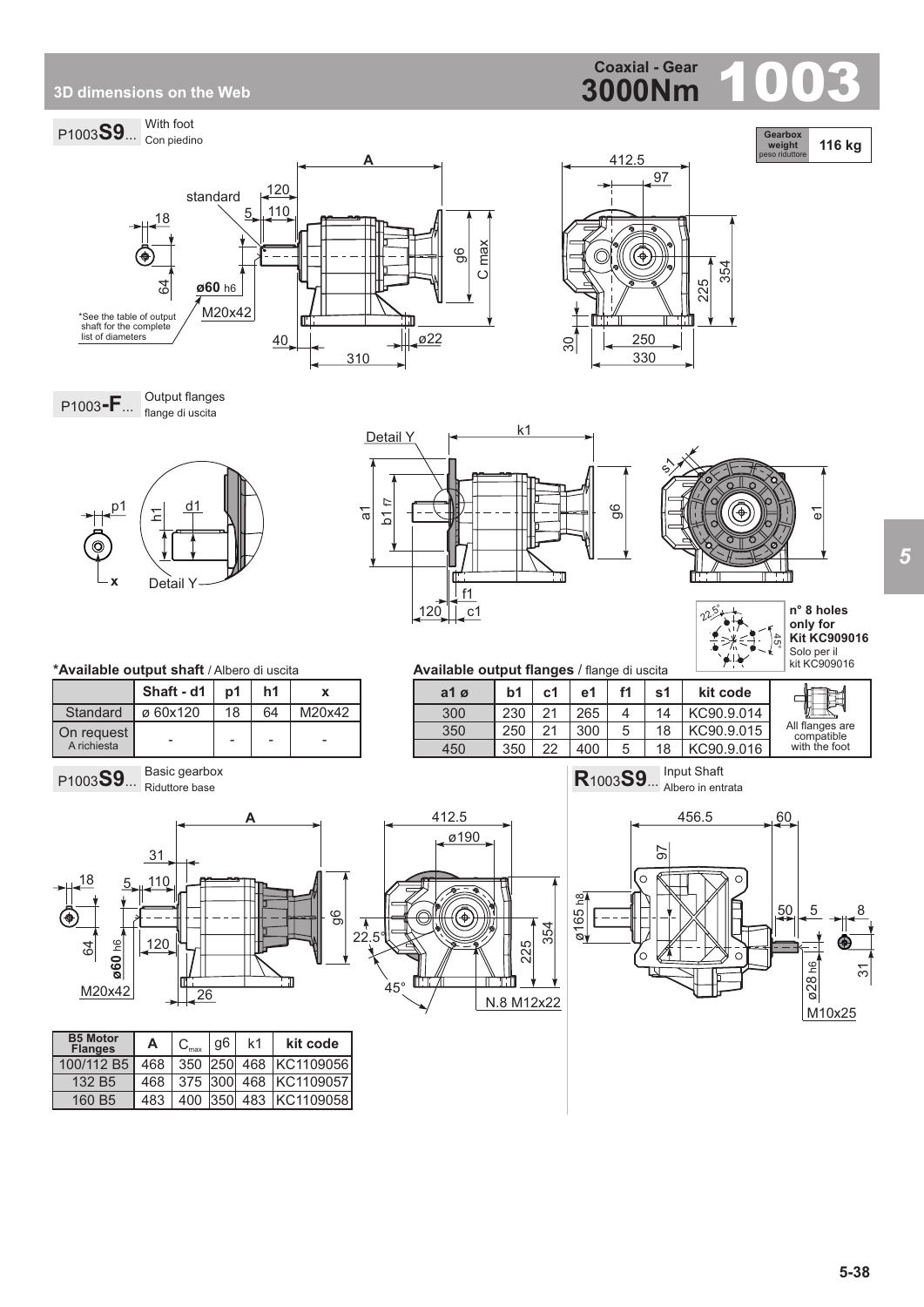3D dimensions on the Web

# Coaxial - Gear 3000Nm 1003

## P1003S9... With foot
Con piedino

| Gearbox weight peso riduttore | 116 kg |
|---|---|

standard

120

5 110

18

64

ø60 h6

M20x42

*See the table of output shaft for the complete list of diameters

A

g6

C max

40

ø22

310

412.5

97

225

354

30

250

330

## P1003-F... Output flanges
flange di uscita

p1

x

h1

d1

Detail Y

a1

b1 f7

k1

g6

f1

120

c1

s1

e1

22.5°

45°

n° 8 holes only for Kit KC909016
Solo per il kit KC909016

**\*Available output shaft** / Albero di uscita

| | Shaft - d1 | p1 | h1 | x |
|---|---|---|---|---|
| Standard | ø 60x120 | 18 | 64 | M20x42 |
| On request A richiesta | - | - | - | - |

**Available output flanges** / flange di uscita

| a1 ø | b1 | c1 | e1 | f1 | s1 | kit code |
|---|---|---|---|---|---|---|
| 300 | 230 | 21 | 265 | 4 | 14 | KC90.9.014 |
| 350 | 250 | 21 | 300 | 5 | 18 | KC90.9.015 |
| 450 | 350 | 22 | 400 | 5 | 18 | KC90.9.016 |

All flanges are compatible with the foot

## P1003S9... Basic gearbox
Riduttore base

A

31

18

5 110

64

ø60 h6

120

M20x42

26

g6

412.5

ø190

22.5°

45°

225

354

N.8 M12x22

| B5 Motor Flanges | A | $C_{max}$ | g6 | k1 | kit code |
|---|---|---|---|---|---|
| 100/112 B5 | 468 | 350 | 250 | 468 | KC1109056 |
| 132 B5 | 468 | 375 | 300 | 468 | KC1109057 |
| 160 B5 | 483 | 400 | 350 | 483 | KC1109058 |

## R1003S9... Input Shaft
Albero in entrata

456.5

60

97

ø165 h8

50

5

8

ø28 h6

31

M10x25